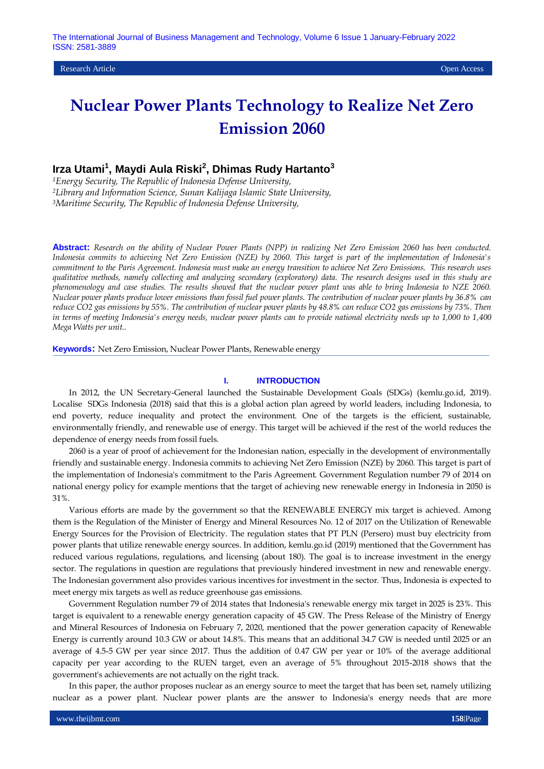Research Article | Open Access

# Nuclear Power Plants Technology to Realize Net Zero Emission 2060

**Irza Utami[1], Maydi Aula Riski[2], Dhimas Rudy Hartanto[3]**

[1]*Energy Security, The Republic of Indonesia Defense University,*
[2]*Library and Information Science, Sunan Kalijaga Islamic State University,*
[3]*Maritime Security, The Republic of Indonesia Defense University,*

**Abstract:** *Research on the ability of Nuclear Power Plants (NPP) in realizing Net Zero Emission 2060 has been conducted. Indonesia commits to achieving Net Zero Emission (NZE) by 2060. This target is part of the implementation of Indonesia's commitment to the Paris Agreement. Indonesia must make an energy transition to achieve Net Zero Emissions. This research uses qualitative methods, namely collecting and analyzing secondary (exploratory) data. The research designs used in this study are phenomenology and case studies. The results showed that the nuclear power plant was able to bring Indonesia to NZE 2060. Nuclear power plants produce lower emissions than fossil fuel power plants. The contribution of nuclear power plants by 36.8% can reduce CO2 gas emissions by 55%. The contribution of nuclear power plants by 48.8% can reduce CO2 gas emissions by 73%. Then in terms of meeting Indonesia's energy needs, nuclear power plants can to provide national electricity needs up to 1,000 to 1,400 Mega Watts per unit..*

**Keywords:** Net Zero Emission, Nuclear Power Plants, Renewable energy

## I. INTRODUCTION

In 2012, the UN Secretary-General launched the Sustainable Development Goals (SDGs) (kemlu.go.id, 2019). Localise SDGs Indonesia (2018) said that this is a global action plan agreed by world leaders, including Indonesia, to end poverty, reduce inequality and protect the environment. One of the targets is the efficient, sustainable, environmentally friendly, and renewable use of energy. This target will be achieved if the rest of the world reduces the dependence of energy needs from fossil fuels.

2060 is a year of proof of achievement for the Indonesian nation, especially in the development of environmentally friendly and sustainable energy. Indonesia commits to achieving Net Zero Emission (NZE) by 2060. This target is part of the implementation of Indonesia's commitment to the Paris Agreement. Government Regulation number 79 of 2014 on national energy policy for example mentions that the target of achieving new renewable energy in Indonesia in 2050 is 31%.

Various efforts are made by the government so that the RENEWABLE ENERGY mix target is achieved. Among them is the Regulation of the Minister of Energy and Mineral Resources No. 12 of 2017 on the Utilization of Renewable Energy Sources for the Provision of Electricity. The regulation states that PT PLN (Persero) must buy electricity from power plants that utilize renewable energy sources. In addition, kemlu.go.id (2019) mentioned that the Government has reduced various regulations, regulations, and licensing (about 180). The goal is to increase investment in the energy sector. The regulations in question are regulations that previously hindered investment in new and renewable energy. The Indonesian government also provides various incentives for investment in the sector. Thus, Indonesia is expected to meet energy mix targets as well as reduce greenhouse gas emissions.

Government Regulation number 79 of 2014 states that Indonesia's renewable energy mix target in 2025 is 23%. This target is equivalent to a renewable energy generation capacity of 45 GW. The Press Release of the Ministry of Energy and Mineral Resources of Indonesia on February 7, 2020, mentioned that the power generation capacity of Renewable Energy is currently around 10.3 GW or about 14.8%. This means that an additional 34.7 GW is needed until 2025 or an average of 4.5-5 GW per year since 2017. Thus the addition of 0.47 GW per year or 10% of the average additional capacity per year according to the RUEN target, even an average of 5% throughout 2015-2018 shows that the government's achievements are not actually on the right track.

In this paper, the author proposes nuclear as an energy source to meet the target that has been set, namely utilizing nuclear as a power plant. Nuclear power plants are the answer to Indonesia's energy needs that are more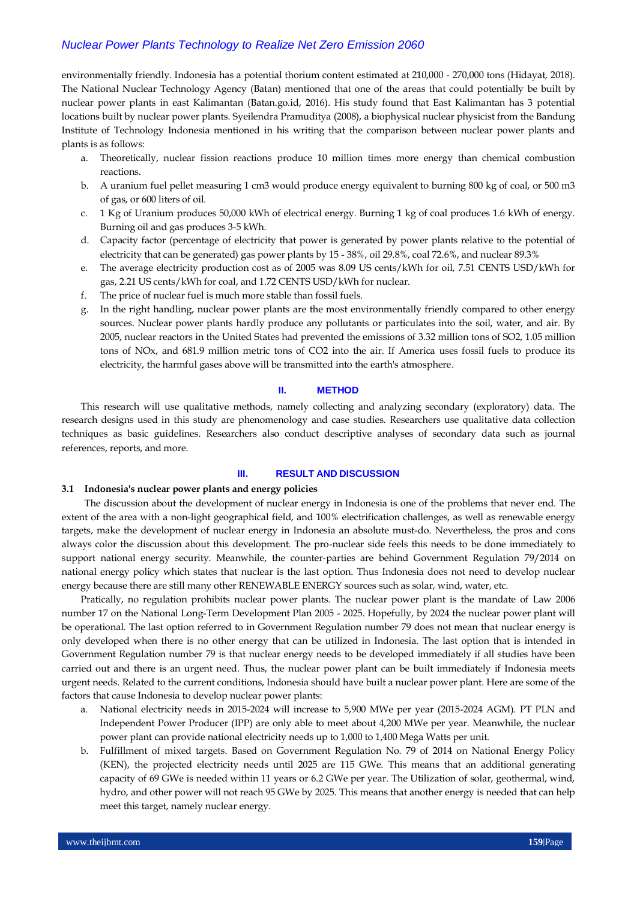environmentally friendly. Indonesia has a potential thorium content estimated at 210,000 - 270,000 tons (Hidayat, 2018). The National Nuclear Technology Agency (Batan) mentioned that one of the areas that could potentially be built by nuclear power plants in east Kalimantan (Batan.go.id, 2016). His study found that East Kalimantan has 3 potential locations built by nuclear power plants. Syeilendra Pramuditya (2008), a biophysical nuclear physicist from the Bandung Institute of Technology Indonesia mentioned in his writing that the comparison between nuclear power plants and plants is as follows:

a. Theoretically, nuclear fission reactions produce 10 million times more energy than chemical combustion reactions.
b. A uranium fuel pellet measuring 1 cm3 would produce energy equivalent to burning 800 kg of coal, or 500 m3 of gas, or 600 liters of oil.
c. 1 Kg of Uranium produces 50,000 kWh of electrical energy. Burning 1 kg of coal produces 1.6 kWh of energy. Burning oil and gas produces 3-5 kWh.
d. Capacity factor (percentage of electricity that power is generated by power plants relative to the potential of electricity that can be generated) gas power plants by 15 - 38%, oil 29.8%, coal 72.6%, and nuclear 89.3%
e. The average electricity production cost as of 2005 was 8.09 US cents/kWh for oil, 7.51 CENTS USD/kWh for gas, 2.21 US cents/kWh for coal, and 1.72 CENTS USD/kWh for nuclear.
f. The price of nuclear fuel is much more stable than fossil fuels.
g. In the right handling, nuclear power plants are the most environmentally friendly compared to other energy sources. Nuclear power plants hardly produce any pollutants or particulates into the soil, water, and air. By 2005, nuclear reactors in the United States had prevented the emissions of 3.32 million tons of $SO_2$, 1.05 million tons of $NO_x$, and 681.9 million metric tons of $CO_2$ into the air. If America uses fossil fuels to produce its electricity, the harmful gases above will be transmitted into the earth's atmosphere.

## II. METHOD

This research will use qualitative methods, namely collecting and analyzing secondary (exploratory) data. The research designs used in this study are phenomenology and case studies. Researchers use qualitative data collection techniques as basic guidelines. Researchers also conduct descriptive analyses of secondary data such as journal references, reports, and more.

## III. RESULT AND DISCUSSION

### 3.1 Indonesia's nuclear power plants and energy policies

The discussion about the development of nuclear energy in Indonesia is one of the problems that never end. The extent of the area with a non-light geographical field, and 100% electrification challenges, as well as renewable energy targets, make the development of nuclear energy in Indonesia an absolute must-do. Nevertheless, the pros and cons always color the discussion about this development. The pro-nuclear side feels this needs to be done immediately to support national energy security. Meanwhile, the counter-parties are behind Government Regulation 79/2014 on national energy policy which states that nuclear is the last option. Thus Indonesia does not need to develop nuclear energy because there are still many other RENEWABLE ENERGY sources such as solar, wind, water, etc.

Pratically, no regulation prohibits nuclear power plants. The nuclear power plant is the mandate of Law 2006 number 17 on the National Long-Term Development Plan 2005 - 2025. Hopefully, by 2024 the nuclear power plant will be operational. The last option referred to in Government Regulation number 79 does not mean that nuclear energy is only developed when there is no other energy that can be utilized in Indonesia. The last option that is intended in Government Regulation number 79 is that nuclear energy needs to be developed immediately if all studies have been carried out and there is an urgent need. Thus, the nuclear power plant can be built immediately if Indonesia meets urgent needs. Related to the current conditions, Indonesia should have built a nuclear power plant. Here are some of the factors that cause Indonesia to develop nuclear power plants:

a. National electricity needs in 2015-2024 will increase to 5,900 MWe per year (2015-2024 AGM). PT PLN and Independent Power Producer (IPP) are only able to meet about 4,200 MWe per year. Meanwhile, the nuclear power plant can provide national electricity needs up to 1,000 to 1,400 Mega Watts per unit.
b. Fulfillment of mixed targets. Based on Government Regulation No. 79 of 2014 on National Energy Policy (KEN), the projected electricity needs until 2025 are 115 GWe. This means that an additional generating capacity of 69 GWe is needed within 11 years or 6.2 GWe per year. The Utilization of solar, geothermal, wind, hydro, and other power will not reach 95 GWe by 2025. This means that another energy is needed that can help meet this target, namely nuclear energy.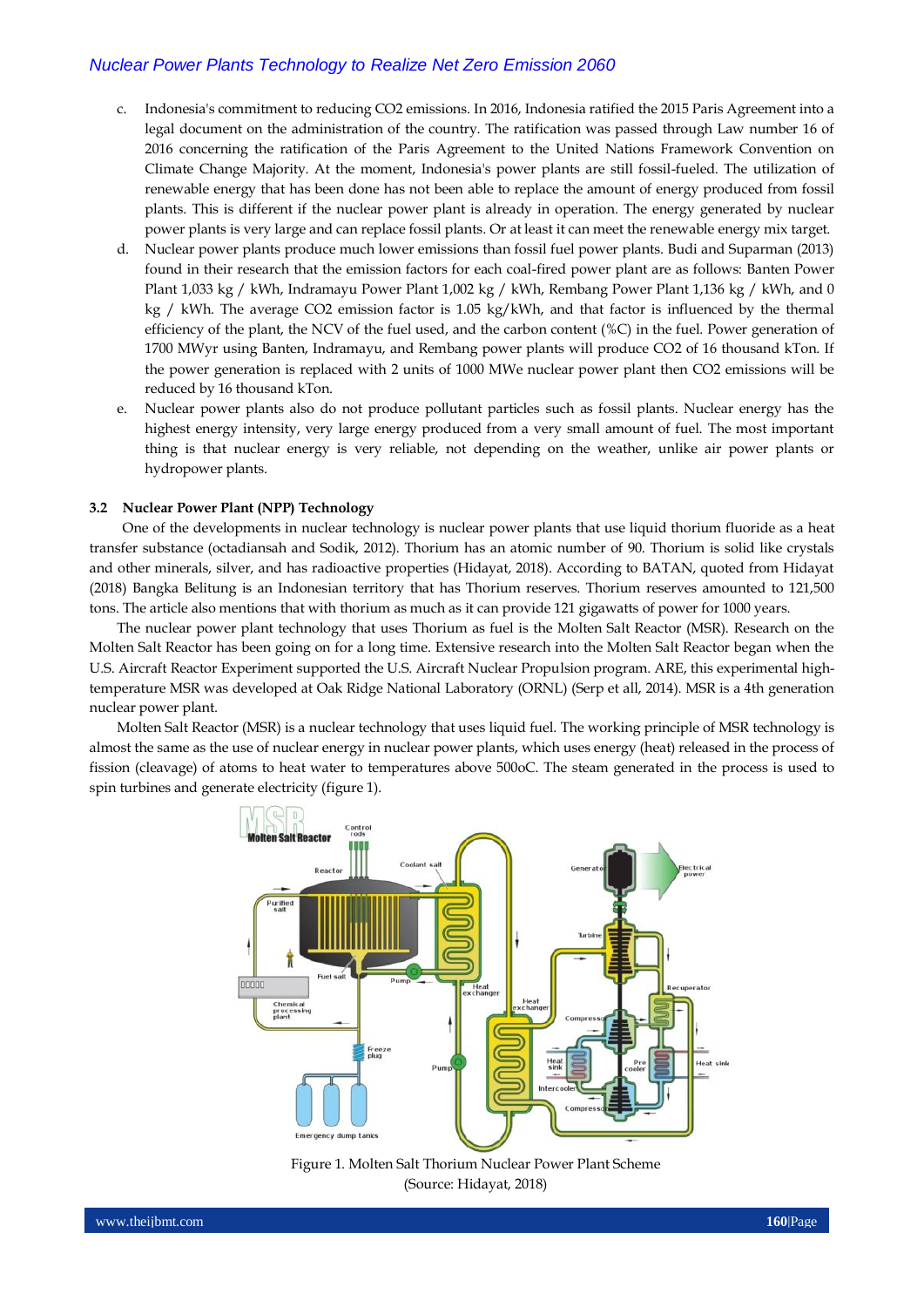c. Indonesia's commitment to reducing $CO_2$ emissions. In 2016, Indonesia ratified the 2015 Paris Agreement into a legal document on the administration of the country. The ratification was passed through Law number 16 of 2016 concerning the ratification of the Paris Agreement to the United Nations Framework Convention on Climate Change Majority. At the moment, Indonesia's power plants are still fossil-fueled. The utilization of renewable energy that has been done has not been able to replace the amount of energy produced from fossil plants. This is different if the nuclear power plant is already in operation. The energy generated by nuclear power plants is very large and can replace fossil plants. Or at least it can meet the renewable energy mix target.

d. Nuclear power plants produce much lower emissions than fossil fuel power plants. Budi and Suparman (2013) found in their research that the emission factors for each coal-fired power plant are as follows: Banten Power Plant 1,033 kg / kWh, Indramayu Power Plant 1,002 kg / kWh, Rembang Power Plant 1,136 kg / kWh, and 0 kg / kWh. The average $CO_2$ emission factor is 1.05 kg/kWh, and that factor is influenced by the thermal efficiency of the plant, the NCV of the fuel used, and the carbon content (%C) in the fuel. Power generation of 1700 MWyr using Banten, Indramayu, and Rembang power plants will produce $CO_2$ of 16 thousand kTon. If the power generation is replaced with 2 units of 1000 MWe nuclear power plant then $CO_2$ emissions will be reduced by 16 thousand kTon.

e. Nuclear power plants also do not produce pollutant particles such as fossil plants. Nuclear energy has the highest energy intensity, very large energy produced from a very small amount of fuel. The most important thing is that nuclear energy is very reliable, not depending on the weather, unlike air power plants or hydropower plants.

### 3.2 Nuclear Power Plant (NPP) Technology

One of the developments in nuclear technology is nuclear power plants that use liquid thorium fluoride as a heat transfer substance (octadiansah and Sodik, 2012). Thorium has an atomic number of 90. Thorium is solid like crystals and other minerals, silver, and has radioactive properties (Hidayat, 2018). According to BATAN, quoted from Hidayat (2018) Bangka Belitung is an Indonesian territory that has Thorium reserves. Thorium reserves amounted to 121,500 tons. The article also mentions that with thorium as much as it can provide 121 gigawatts of power for 1000 years.

The nuclear power plant technology that uses Thorium as fuel is the Molten Salt Reactor (MSR). Research on the Molten Salt Reactor has been going on for a long time. Extensive research into the Molten Salt Reactor began when the U.S. Aircraft Reactor Experiment supported the U.S. Aircraft Nuclear Propulsion program. ARE, this experimental high-temperature MSR was developed at Oak Ridge National Laboratory (ORNL) (Serp et all, 2014). MSR is a 4th generation nuclear power plant.

Molten Salt Reactor (MSR) is a nuclear technology that uses liquid fuel. The working principle of MSR technology is almost the same as the use of nuclear energy in nuclear power plants, which uses energy (heat) released in the process of fission (cleavage) of atoms to heat water to temperatures above 500oC. The steam generated in the process is used to spin turbines and generate electricity (figure 1).

Figure 1. Molten Salt Thorium Nuclear Power Plant Scheme
(Source: Hidayat, 2018)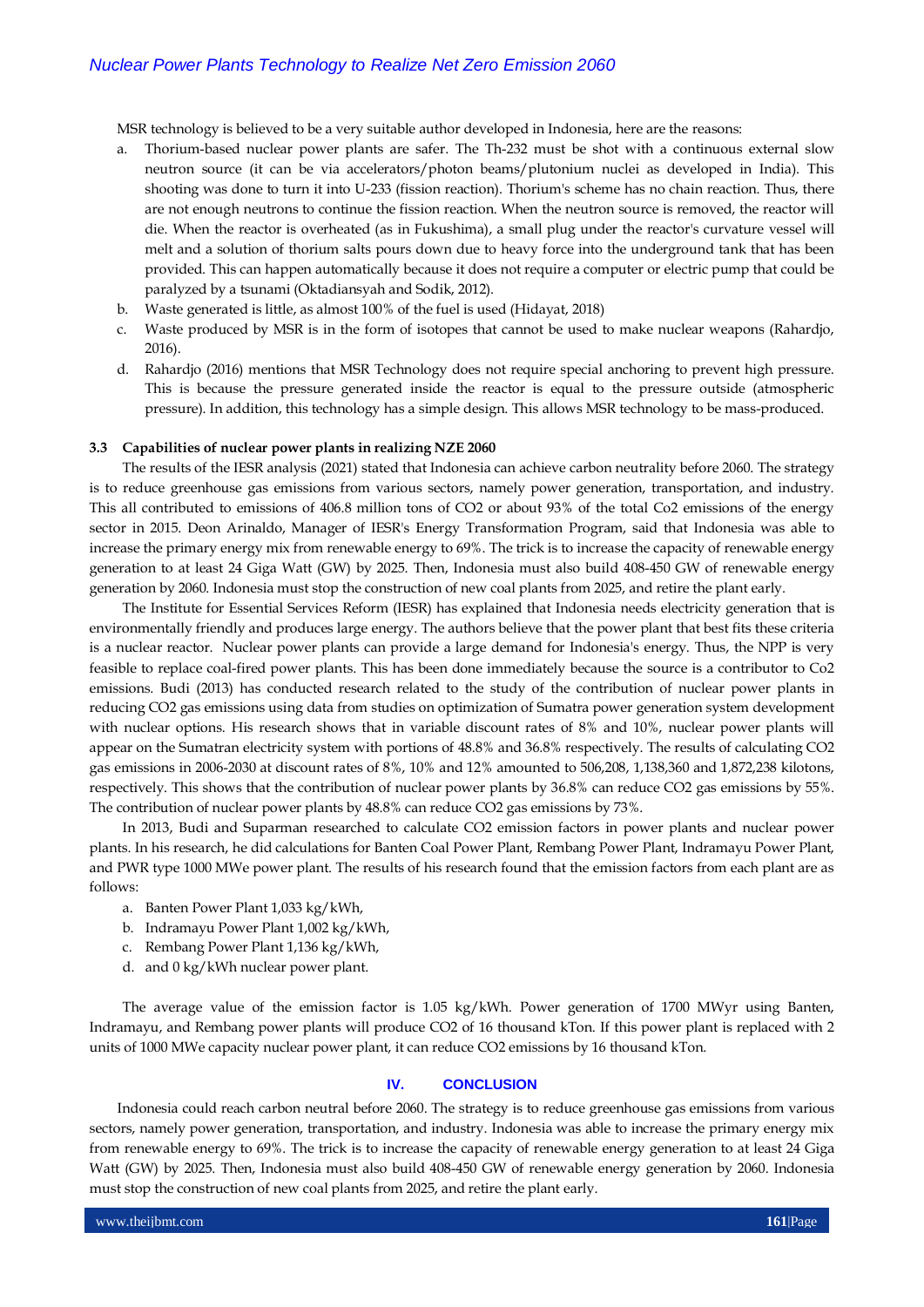MSR technology is believed to be a very suitable author developed in Indonesia, here are the reasons:

a. Thorium-based nuclear power plants are safer. The Th-232 must be shot with a continuous external slow neutron source (it can be via accelerators/photon beams/plutonium nuclei as developed in India). This shooting was done to turn it into U-233 (fission reaction). Thorium's scheme has no chain reaction. Thus, there are not enough neutrons to continue the fission reaction. When the neutron source is removed, the reactor will die. When the reactor is overheated (as in Fukushima), a small plug under the reactor's curvature vessel will melt and a solution of thorium salts pours down due to heavy force into the underground tank that has been provided. This can happen automatically because it does not require a computer or electric pump that could be paralyzed by a tsunami (Oktadiansyah and Sodik, 2012).
b. Waste generated is little, as almost 100% of the fuel is used (Hidayat, 2018)
c. Waste produced by MSR is in the form of isotopes that cannot be used to make nuclear weapons (Rahardjo, 2016).
d. Rahardjo (2016) mentions that MSR Technology does not require special anchoring to prevent high pressure. This is because the pressure generated inside the reactor is equal to the pressure outside (atmospheric pressure). In addition, this technology has a simple design. This allows MSR technology to be mass-produced.

### 3.3 Capabilities of nuclear power plants in realizing NZE 2060

The results of the IESR analysis (2021) stated that Indonesia can achieve carbon neutrality before 2060. The strategy is to reduce greenhouse gas emissions from various sectors, namely power generation, transportation, and industry. This all contributed to emissions of 406.8 million tons of $CO_2$ or about 93% of the total $Co_2$ emissions of the energy sector in 2015. Deon Arinaldo, Manager of IESR's Energy Transformation Program, said that Indonesia was able to increase the primary energy mix from renewable energy to 69%. The trick is to increase the capacity of renewable energy generation to at least 24 Giga Watt (GW) by 2025. Then, Indonesia must also build 408-450 GW of renewable energy generation by 2060. Indonesia must stop the construction of new coal plants from 2025, and retire the plant early.

The Institute for Essential Services Reform (IESR) has explained that Indonesia needs electricity generation that is environmentally friendly and produces large energy. The authors believe that the power plant that best fits these criteria is a nuclear reactor. Nuclear power plants can provide a large demand for Indonesia's energy. Thus, the NPP is very feasible to replace coal-fired power plants. This has been done immediately because the source is a contributor to $Co_2$ emissions. Budi (2013) has conducted research related to the study of the contribution of nuclear power plants in reducing $CO_2$ gas emissions using data from studies on optimization of Sumatra power generation system development with nuclear options. His research shows that in variable discount rates of 8% and 10%, nuclear power plants will appear on the Sumatran electricity system with portions of 48.8% and 36.8% respectively. The results of calculating $CO_2$ gas emissions in 2006-2030 at discount rates of 8%, 10% and 12% amounted to 506,208, 1,138,360 and 1,872,238 kilotons, respectively. This shows that the contribution of nuclear power plants by 36.8% can reduce $CO_2$ gas emissions by 55%. The contribution of nuclear power plants by 48.8% can reduce $CO_2$ gas emissions by 73%.

In 2013, Budi and Suparman researched to calculate $CO_2$ emission factors in power plants and nuclear power plants. In his research, he did calculations for Banten Coal Power Plant, Rembang Power Plant, Indramayu Power Plant, and PWR type 1000 MWe power plant. The results of his research found that the emission factors from each plant are as follows:

a. Banten Power Plant 1,033 kg/kWh,
b. Indramayu Power Plant 1,002 kg/kWh,
c. Rembang Power Plant 1,136 kg/kWh,
d. and 0 kg/kWh nuclear power plant.

The average value of the emission factor is 1.05 kg/kWh. Power generation of 1700 MWyr using Banten, Indramayu, and Rembang power plants will produce $CO_2$ of 16 thousand kTon. If this power plant is replaced with 2 units of 1000 MWe capacity nuclear power plant, it can reduce $CO_2$ emissions by 16 thousand kTon.

## IV. CONCLUSION

Indonesia could reach carbon neutral before 2060. The strategy is to reduce greenhouse gas emissions from various sectors, namely power generation, transportation, and industry. Indonesia was able to increase the primary energy mix from renewable energy to 69%. The trick is to increase the capacity of renewable energy generation to at least 24 Giga Watt (GW) by 2025. Then, Indonesia must also build 408-450 GW of renewable energy generation by 2060. Indonesia must stop the construction of new coal plants from 2025, and retire the plant early.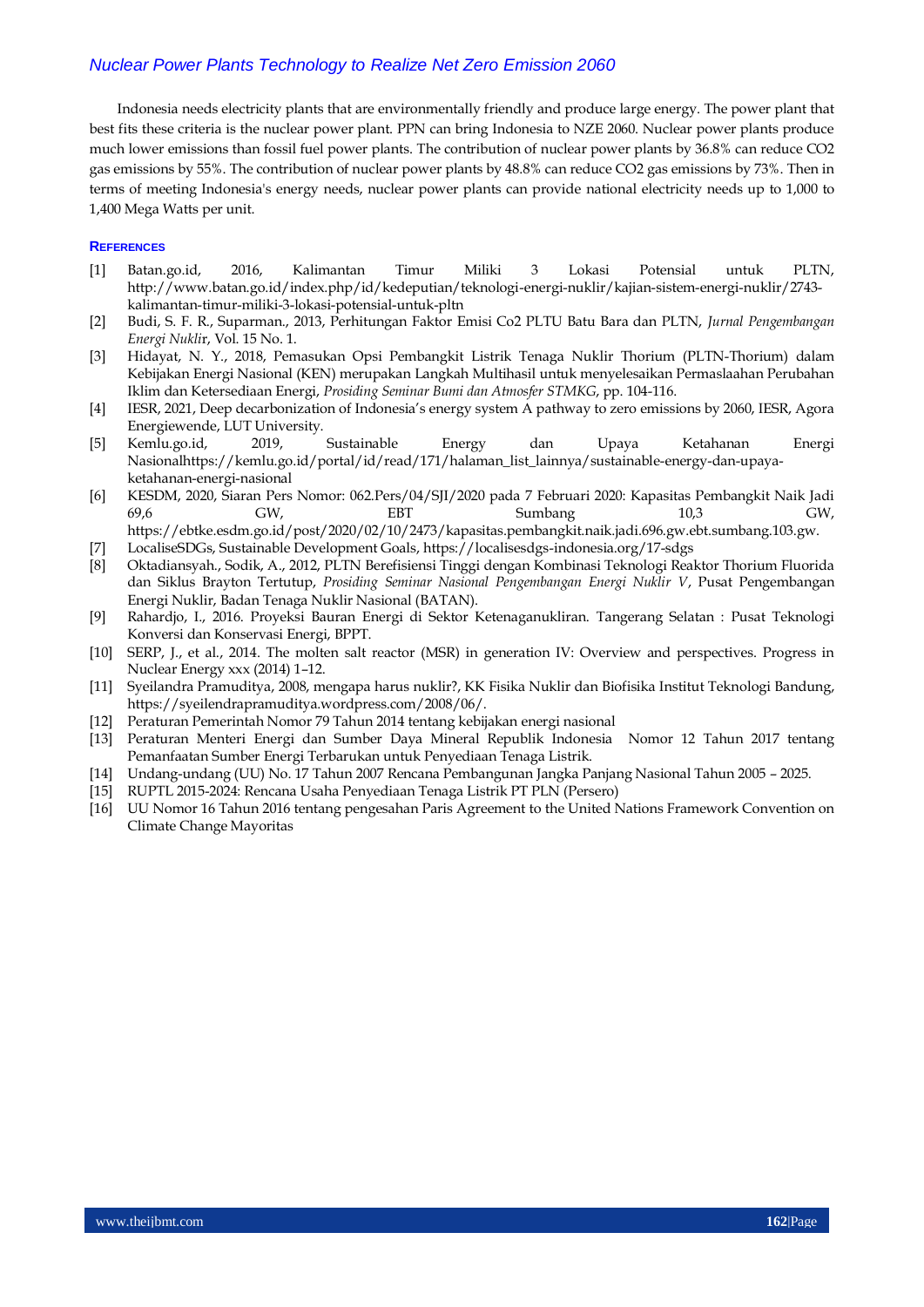Indonesia needs electricity plants that are environmentally friendly and produce large energy. The power plant that best fits these criteria is the nuclear power plant. PPN can bring Indonesia to NZE 2060. Nuclear power plants produce much lower emissions than fossil fuel power plants. The contribution of nuclear power plants by 36.8% can reduce $CO_2$ gas emissions by 55%. The contribution of nuclear power plants by 48.8% can reduce $CO_2$ gas emissions by 73%. Then in terms of meeting Indonesia's energy needs, nuclear power plants can provide national electricity needs up to 1,000 to 1,400 Mega Watts per unit.

## References

[1] Batan.go.id, 2016, Kalimantan Timur Miliki 3 Lokasi Potensial untuk PLTN, http://www.batan.go.id/index.php/id/kedeputian/teknologi-energi-nuklir/kajian-sistem-energi-nuklir/2743-kalimantan-timur-miliki-3-lokasi-potensial-untuk-pltn

[2] Budi, S. F. R., Suparman., 2013, Perhitungan Faktor Emisi Co2 PLTU Batu Bara dan PLTN, *Jurnal Pengembangan Energi Nuklir*, Vol. 15 No. 1.

[3] Hidayat, N. Y., 2018, Pemasukan Opsi Pembangkit Listrik Tenaga Nuklir Thorium (PLTN-Thorium) dalam Kebijakan Energi Nasional (KEN) merupakan Langkah Multihasil untuk menyelesaikan Permaslaahan Perubahan Iklim dan Ketersediaan Energi, *Prosiding Seminar Bumi dan Atmosfer STMKG*, pp. 104-116.

[4] IESR, 2021, Deep decarbonization of Indonesia's energy system A pathway to zero emissions by 2060, IESR, Agora Energiewende, LUT University.

[5] Kemlu.go.id, 2019, Sustainable Energy dan Upaya Ketahanan Energi Nasionalhttps://kemlu.go.id/portal/id/read/171/halaman_list_lainnya/sustainable-energy-dan-upaya-ketahanan-energi-nasional

[6] KESDM, 2020, Siaran Pers Nomor: 062.Pers/04/SJI/2020 pada 7 Februari 2020: Kapasitas Pembangkit Naik Jadi 69,6 GW, EBT Sumbang 10,3 GW, https://ebtke.esdm.go.id/post/2020/02/10/2473/kapasitas.pembangkit.naik.jadi.696.gw.ebt.sumbang.103.gw.

[7] LocaliseSDGs, Sustainable Development Goals, https://localisesdgs-indonesia.org/17-sdgs

[8] Oktadiansyah., Sodik, A., 2012, PLTN Berefisiensi Tinggi dengan Kombinasi Teknologi Reaktor Thorium Fluorida dan Siklus Brayton Tertutup, *Prosiding Seminar Nasional Pengembangan Energi Nuklir V*, Pusat Pengembangan Energi Nuklir, Badan Tenaga Nuklir Nasional (BATAN).

[9] Rahardjo, I., 2016. Proyeksi Bauran Energi di Sektor Ketenaganukliran. Tangerang Selatan : Pusat Teknologi Konversi dan Konservasi Energi, BPPT.

[10] SERP, J., et al., 2014. The molten salt reactor (MSR) in generation IV: Overview and perspectives. Progress in Nuclear Energy xxx (2014) 1–12.

[11] Syeilandra Pramuditya, 2008, mengapa harus nuklir?, KK Fisika Nuklir dan Biofisika Institut Teknologi Bandung, https://syeilendrapramuditya.wordpress.com/2008/06/.

[12] Peraturan Pemerintah Nomor 79 Tahun 2014 tentang kebijakan energi nasional

[13] Peraturan Menteri Energi dan Sumber Daya Mineral Republik Indonesia Nomor 12 Tahun 2017 tentang Pemanfaatan Sumber Energi Terbarukan untuk Penyediaan Tenaga Listrik.

[14] Undang-undang (UU) No. 17 Tahun 2007 Rencana Pembangunan Jangka Panjang Nasional Tahun 2005 – 2025.

[15] RUPTL 2015-2024: Rencana Usaha Penyediaan Tenaga Listrik PT PLN (Persero)

[16] UU Nomor 16 Tahun 2016 tentang pengesahan Paris Agreement to the United Nations Framework Convention on Climate Change Mayoritas